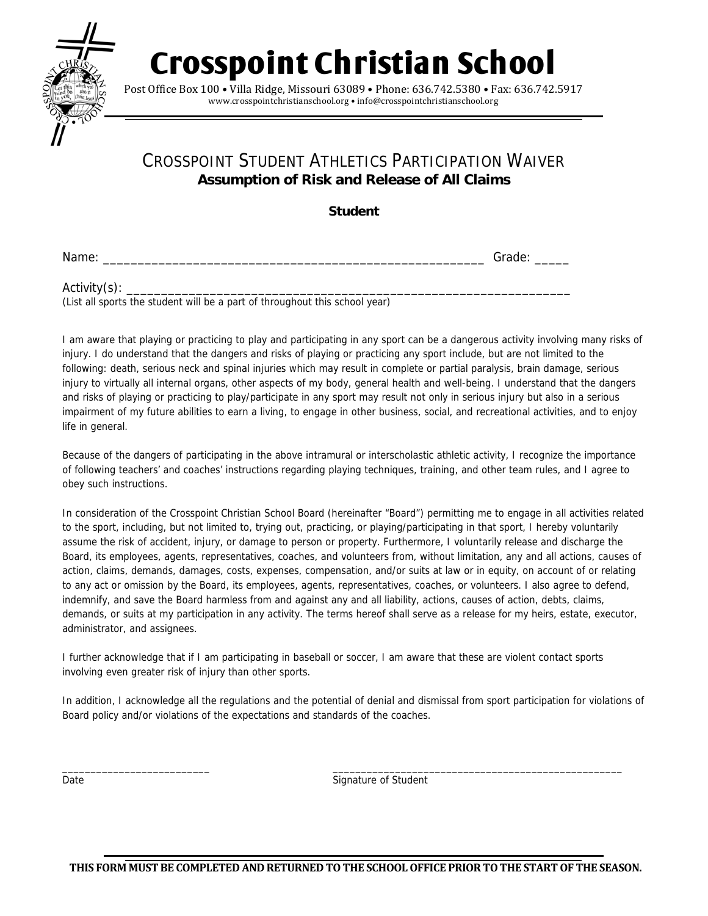# Crosspoint Christian School

Post Office Box 100 • Villa Ridge, Missouri 63089 • Phone: 636.742.5380 • Fax: 636.742.5917
www.crosspointchristianschool.org • info@crosspointchristianschool.org

## CROSSPOINT STUDENT ATHLETICS PARTICIPATION WAIVER

**Assumption of Risk and Release of All Claims**

**Student**

Name: ________________________________________________________ Grade: _____

Activity(s): ______________________________________________________________
(List all sports the student will be a part of throughout this school year)

I am aware that playing or practicing to play and participating in any sport can be a dangerous activity involving many risks of injury. I do understand that the dangers and risks of playing or practicing any sport include, but are not limited to the following: death, serious neck and spinal injuries which may result in complete or partial paralysis, brain damage, serious injury to virtually all internal organs, other aspects of my body, general health and well-being. I understand that the dangers and risks of playing or practicing to play/participate in any sport may result not only in serious injury but also in a serious impairment of my future abilities to earn a living, to engage in other business, social, and recreational activities, and to enjoy life in general.

Because of the dangers of participating in the above intramural or interscholastic athletic activity, I recognize the importance of following teachers' and coaches' instructions regarding playing techniques, training, and other team rules, and I agree to obey such instructions.

In consideration of the Crosspoint Christian School Board (hereinafter "Board") permitting me to engage in all activities related to the sport, including, but not limited to, trying out, practicing, or playing/participating in that sport, I hereby voluntarily assume the risk of accident, injury, or damage to person or property. Furthermore, I voluntarily release and discharge the Board, its employees, agents, representatives, coaches, and volunteers from, without limitation, any and all actions, causes of action, claims, demands, damages, costs, expenses, compensation, and/or suits at law or in equity, on account of or relating to any act or omission by the Board, its employees, agents, representatives, coaches, or volunteers. I also agree to defend, indemnify, and save the Board harmless from and against any and all liability, actions, causes of action, debts, claims, demands, or suits at my participation in any activity. The terms hereof shall serve as a release for my heirs, estate, executor, administrator, and assignees.

I further acknowledge that if I am participating in baseball or soccer, I am aware that these are violent contact sports involving even greater risk of injury than other sports.

In addition, I acknowledge all the regulations and the potential of denial and dismissal from sport participation for violations of Board policy and/or violations of the expectations and standards of the coaches.

__________________________ 
Date

_____________________________________________________
Signature of Student

**THIS FORM MUST BE COMPLETED AND RETURNED TO THE SCHOOL OFFICE PRIOR TO THE START OF THE SEASON.**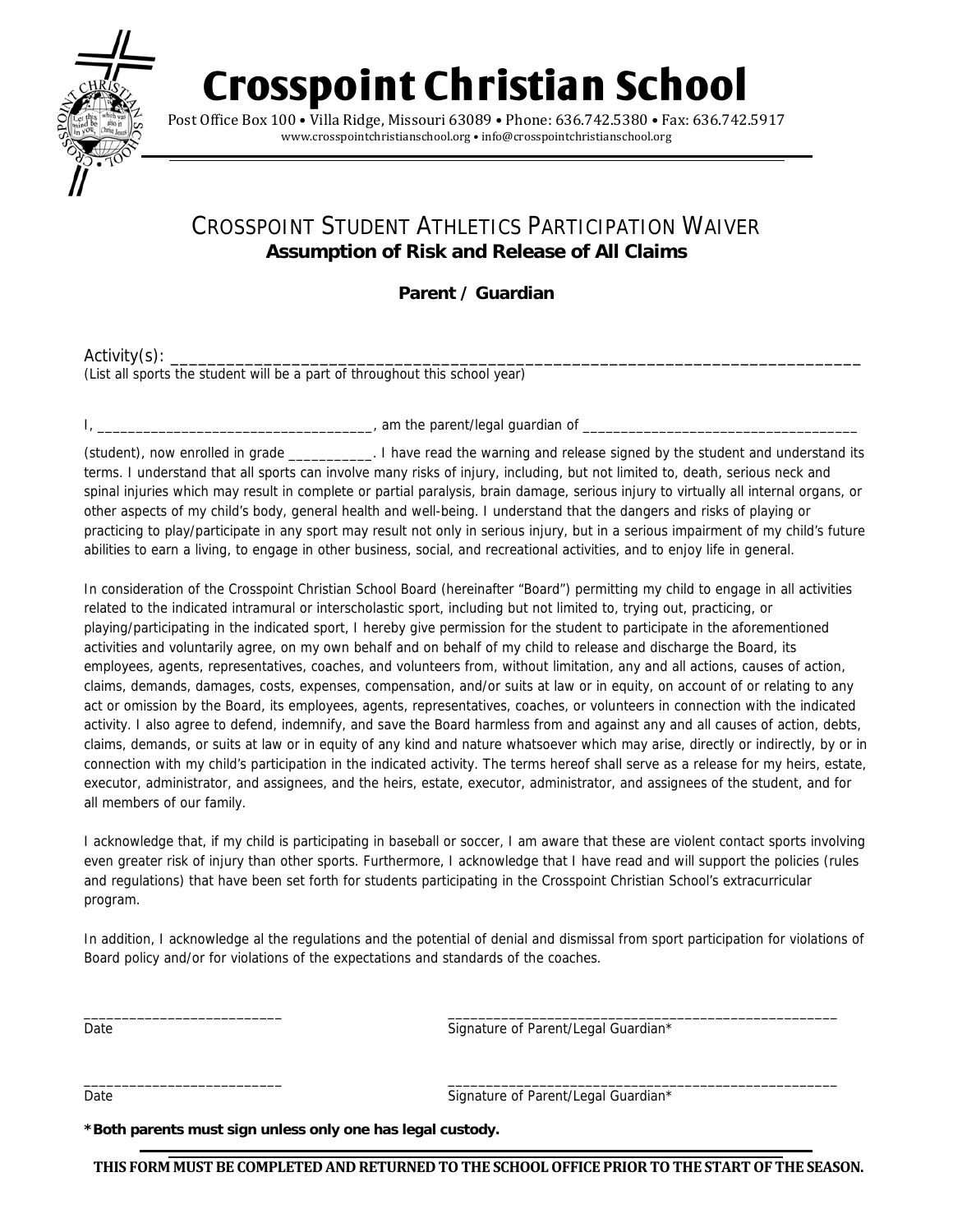# Crosspoint Christian School

Post Office Box 100 • Villa Ridge, Missouri 63089 • Phone: 636.742.5380 • Fax: 636.742.5917
www.crosspointchristianschool.org • info@crosspointchristianschool.org

## CROSSPOINT STUDENT ATHLETICS PARTICIPATION WAIVER

**Assumption of Risk and Release of All Claims**

**Parent / Guardian**

Activity(s): ___________________________________________________________________________
(List all sports the student will be a part of throughout this school year)

I, _____________________________________, am the parent/legal guardian of _____________________________________ (student), now enrolled in grade ___________. I have read the warning and release signed by the student and understand its terms. I understand that all sports can involve many risks of injury, including, but not limited to, death, serious neck and spinal injuries which may result in complete or partial paralysis, brain damage, serious injury to virtually all internal organs, or other aspects of my child's body, general health and well-being. I understand that the dangers and risks of playing or practicing to play/participate in any sport may result not only in serious injury, but in a serious impairment of my child's future abilities to earn a living, to engage in other business, social, and recreational activities, and to enjoy life in general.

In consideration of the Crosspoint Christian School Board (hereinafter "Board") permitting my child to engage in all activities related to the indicated intramural or interscholastic sport, including but not limited to, trying out, practicing, or playing/participating in the indicated sport, I hereby give permission for the student to participate in the aforementioned activities and voluntarily agree, on my own behalf and on behalf of my child to release and discharge the Board, its employees, agents, representatives, coaches, and volunteers from, without limitation, any and all actions, causes of action, claims, demands, damages, costs, expenses, compensation, and/or suits at law or in equity, on account of or relating to any act or omission by the Board, its employees, agents, representatives, coaches, or volunteers in connection with the indicated activity. I also agree to defend, indemnify, and save the Board harmless from and against any and all causes of action, debts, claims, demands, or suits at law or in equity of any kind and nature whatsoever which may arise, directly or indirectly, by or in connection with my child's participation in the indicated activity. The terms hereof shall serve as a release for my heirs, estate, executor, administrator, and assignees, and the heirs, estate, executor, administrator, and assignees of the student, and for all members of our family.

I acknowledge that, if my child is participating in baseball or soccer, I am aware that these are violent contact sports involving even greater risk of injury than other sports. Furthermore, I acknowledge that I have read and will support the policies (rules and regulations) that have been set forth for students participating in the Crosspoint Christian School's extracurricular program.

In addition, I acknowledge al the regulations and the potential of denial and dismissal from sport participation for violations of Board policy and/or for violations of the expectations and standards of the coaches.

__________________________ &nbsp;&nbsp;&nbsp;&nbsp; _____________________________________________________
Date &nbsp;&nbsp;&nbsp;&nbsp; Signature of Parent/Legal Guardian*

__________________________ &nbsp;&nbsp;&nbsp;&nbsp; _____________________________________________________
Date &nbsp;&nbsp;&nbsp;&nbsp; Signature of Parent/Legal Guardian*

**\*Both parents must sign unless only one has legal custody.**

**THIS FORM MUST BE COMPLETED AND RETURNED TO THE SCHOOL OFFICE PRIOR TO THE START OF THE SEASON.**